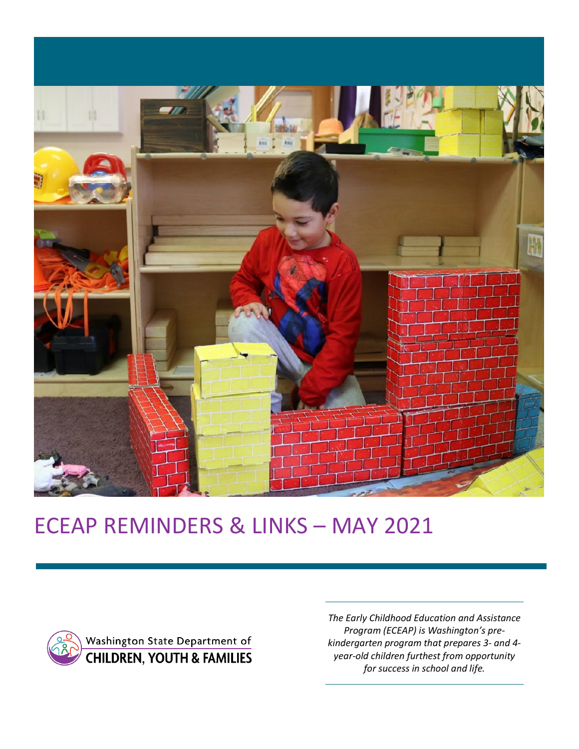# ECEAP REMINDERS & LINKS – MAY 2021

Washington State Department of
CHILDREN, YOUTH & FAMILIES

*The Early Childhood Education and Assistance Program (ECEAP) is Washington's pre-kindergarten program that prepares 3- and 4-year-old children furthest from opportunity for success in school and life.*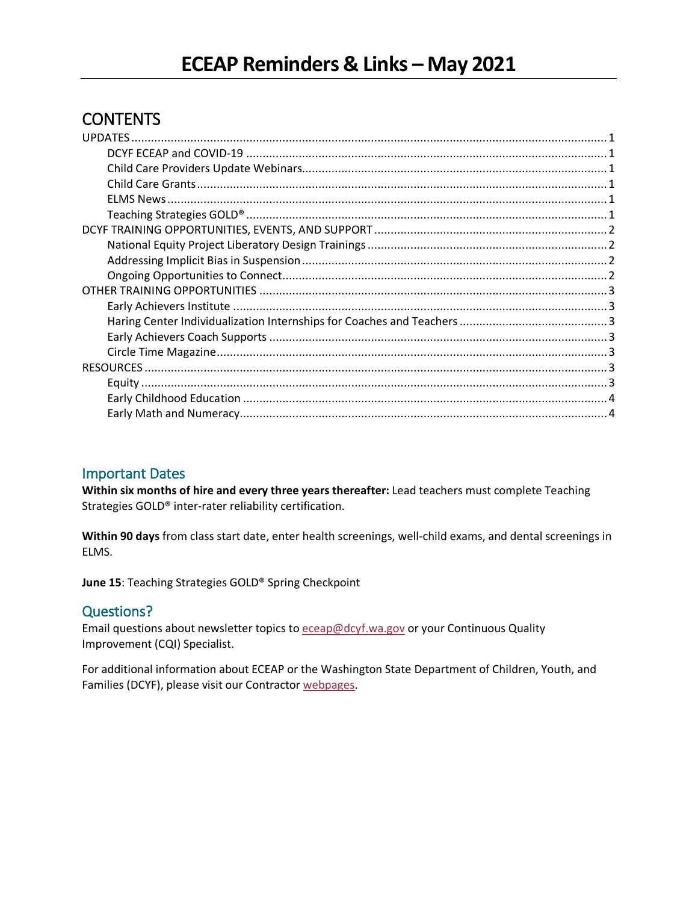# ECEAP Reminders & Links – May 2021

## CONTENTS

- UPDATES ........ 1
  - DCYF ECEAP and COVID-19 ........ 1
  - Child Care Providers Update Webinars ........ 1
  - Child Care Grants ........ 1
  - ELMS News ........ 1
  - Teaching Strategies GOLD® ........ 1
- DCYF TRAINING OPPORTUNITIES, EVENTS, AND SUPPORT ........ 2
  - National Equity Project Liberatory Design Trainings ........ 2
  - Addressing Implicit Bias in Suspension ........ 2
  - Ongoing Opportunities to Connect ........ 2
- OTHER TRAINING OPPORTUNITIES ........ 3
  - Early Achievers Institute ........ 3
  - Haring Center Individualization Internships for Coaches and Teachers ........ 3
  - Early Achievers Coach Supports ........ 3
  - Circle Time Magazine ........ 3
- RESOURCES ........ 3
  - Equity ........ 3
  - Early Childhood Education ........ 4
  - Early Math and Numeracy ........ 4

## Important Dates

**Within six months of hire and every three years thereafter:** Lead teachers must complete Teaching Strategies GOLD® inter-rater reliability certification.

**Within 90 days** from class start date, enter health screenings, well-child exams, and dental screenings in ELMS.

**June 15**: Teaching Strategies GOLD® Spring Checkpoint

## Questions?

Email questions about newsletter topics to eceap@dcyf.wa.gov or your Continuous Quality Improvement (CQI) Specialist.

For additional information about ECEAP or the Washington State Department of Children, Youth, and Families (DCYF), please visit our Contractor webpages.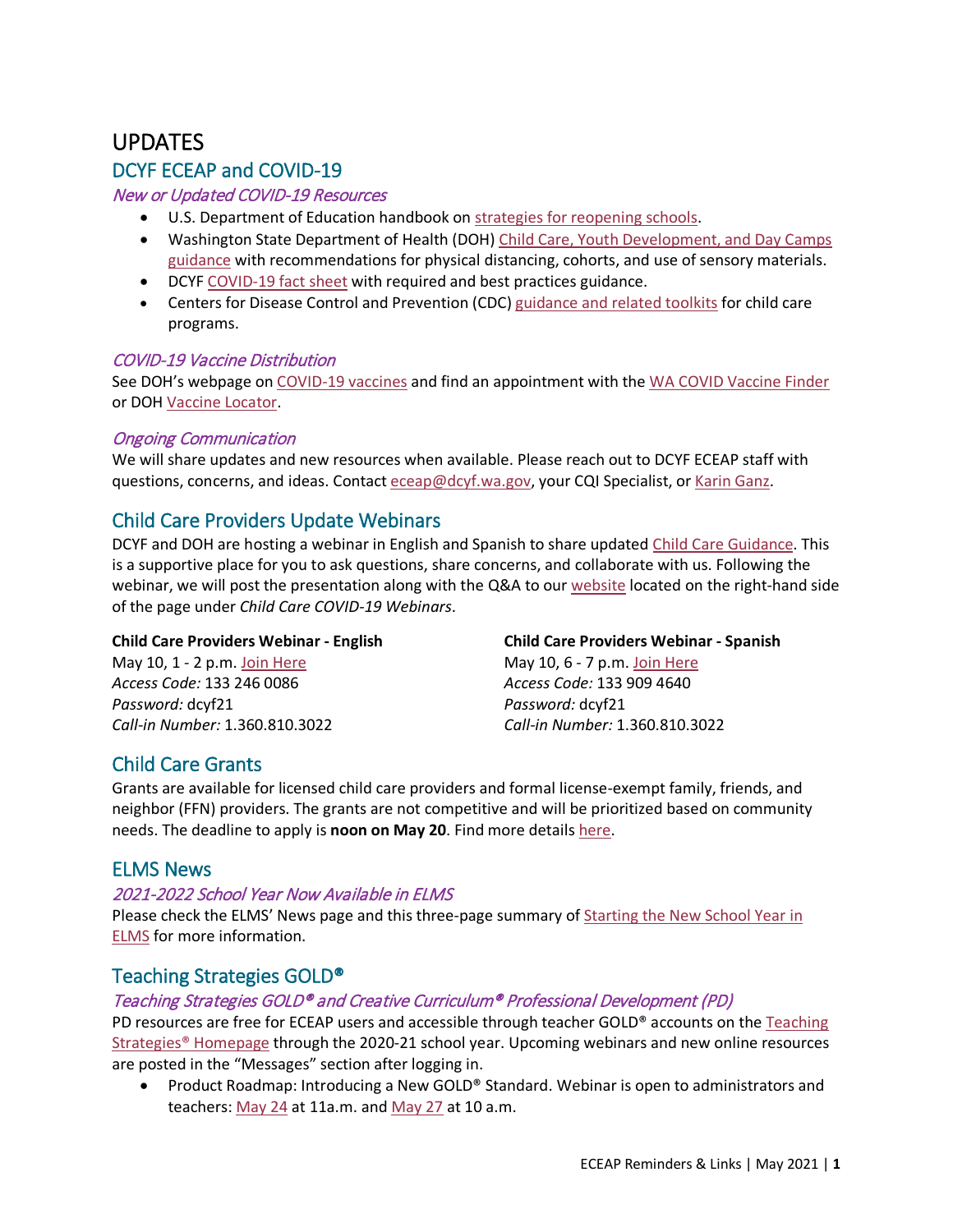# UPDATES

## DCYF ECEAP and COVID-19

### *New or Updated COVID-19 Resources*

- U.S. Department of Education handbook on strategies for reopening schools.
- Washington State Department of Health (DOH) Child Care, Youth Development, and Day Camps guidance with recommendations for physical distancing, cohorts, and use of sensory materials.
- DCYF COVID-19 fact sheet with required and best practices guidance.
- Centers for Disease Control and Prevention (CDC) guidance and related toolkits for child care programs.

### *COVID-19 Vaccine Distribution*

See DOH's webpage on COVID-19 vaccines and find an appointment with the WA COVID Vaccine Finder or DOH Vaccine Locator.

### *Ongoing Communication*

We will share updates and new resources when available. Please reach out to DCYF ECEAP staff with questions, concerns, and ideas. Contact eceap@dcyf.wa.gov, your CQI Specialist, or Karin Ganz.

## Child Care Providers Update Webinars

DCYF and DOH are hosting a webinar in English and Spanish to share updated Child Care Guidance. This is a supportive place for you to ask questions, share concerns, and collaborate with us. Following the webinar, we will post the presentation along with the Q&A to our website located on the right-hand side of the page under *Child Care COVID-19 Webinars*.

**Child Care Providers Webinar - English**
May 10, 1 - 2 p.m. Join Here
*Access Code:* 133 246 0086
*Password:* dcyf21
*Call-in Number:* 1.360.810.3022

**Child Care Providers Webinar - Spanish**
May 10, 6 - 7 p.m. Join Here
*Access Code:* 133 909 4640
*Password:* dcyf21
*Call-in Number:* 1.360.810.3022

## Child Care Grants

Grants are available for licensed child care providers and formal license-exempt family, friends, and neighbor (FFN) providers. The grants are not competitive and will be prioritized based on community needs. The deadline to apply is **noon on May 20**. Find more details here.

## ELMS News

### *2021-2022 School Year Now Available in ELMS*

Please check the ELMS' News page and this three-page summary of Starting the New School Year in ELMS for more information.

## Teaching Strategies GOLD®

### *Teaching Strategies GOLD® and Creative Curriculum® Professional Development (PD)*

PD resources are free for ECEAP users and accessible through teacher GOLD® accounts on the Teaching Strategies® Homepage through the 2020-21 school year. Upcoming webinars and new online resources are posted in the "Messages" section after logging in.

- Product Roadmap: Introducing a New GOLD® Standard. Webinar is open to administrators and teachers: May 24 at 11a.m. and May 27 at 10 a.m.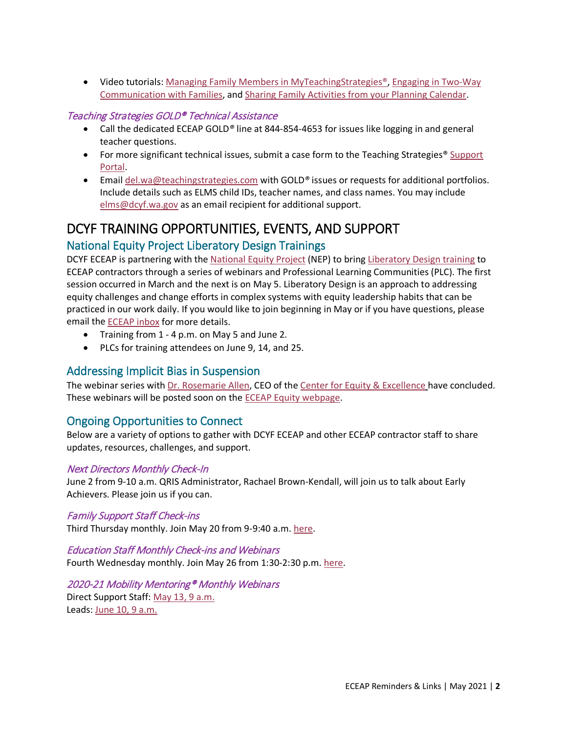- Video tutorials: Managing Family Members in MyTeachingStrategies®, Engaging in Two-Way Communication with Families, and Sharing Family Activities from your Planning Calendar.

### *Teaching Strategies GOLD® Technical Assistance*

- Call the dedicated ECEAP GOLD® line at 844-854-4653 for issues like logging in and general teacher questions.
- For more significant technical issues, submit a case form to the Teaching Strategies® Support Portal.
- Email del.wa@teachingstrategies.com with GOLD® issues or requests for additional portfolios. Include details such as ELMS child IDs, teacher names, and class names. You may include elms@dcyf.wa.gov as an email recipient for additional support.

# DCYF TRAINING OPPORTUNITIES, EVENTS, AND SUPPORT

## National Equity Project Liberatory Design Trainings

DCYF ECEAP is partnering with the National Equity Project (NEP) to bring Liberatory Design training to ECEAP contractors through a series of webinars and Professional Learning Communities (PLC). The first session occurred in March and the next is on May 5. Liberatory Design is an approach to addressing equity challenges and change efforts in complex systems with equity leadership habits that can be practiced in our work daily. If you would like to join beginning in May or if you have questions, please email the ECEAP inbox for more details.

- Training from 1 - 4 p.m. on May 5 and June 2.
- PLCs for training attendees on June 9, 14, and 25.

## Addressing Implicit Bias in Suspension

The webinar series with Dr. Rosemarie Allen, CEO of the Center for Equity & Excellence have concluded. These webinars will be posted soon on the ECEAP Equity webpage.

## Ongoing Opportunities to Connect

Below are a variety of options to gather with DCYF ECEAP and other ECEAP contractor staff to share updates, resources, challenges, and support.

### *Next Directors Monthly Check-In*

June 2 from 9-10 a.m. QRIS Administrator, Rachael Brown-Kendall, will join us to talk about Early Achievers. Please join us if you can.

### *Family Support Staff Check-ins*

Third Thursday monthly. Join May 20 from 9-9:40 a.m. here.

### *Education Staff Monthly Check-ins and Webinars*

Fourth Wednesday monthly. Join May 26 from 1:30-2:30 p.m. here.

### *2020-21 Mobility Mentoring® Monthly Webinars*

Direct Support Staff: May 13, 9 a.m.
Leads: June 10, 9 a.m.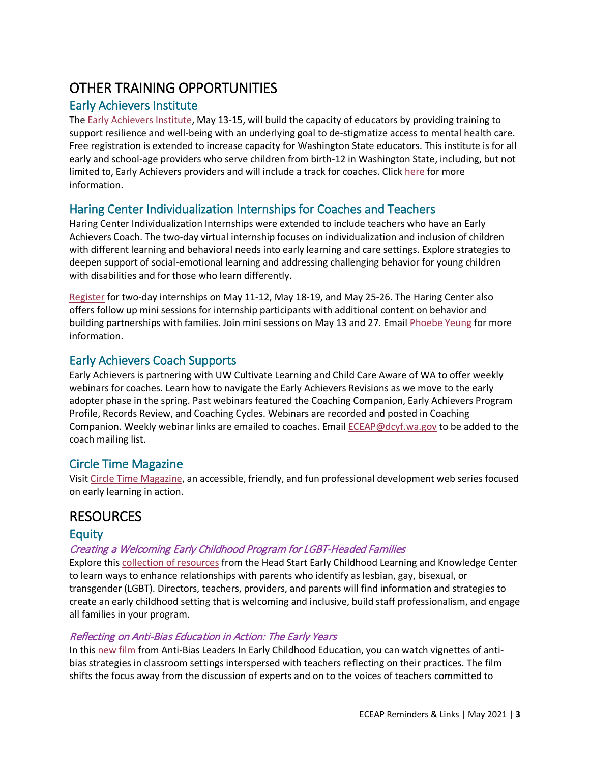# OTHER TRAINING OPPORTUNITIES

## Early Achievers Institute

The Early Achievers Institute, May 13-15, will build the capacity of educators by providing training to support resilience and well-being with an underlying goal to de-stigmatize access to mental health care. Free registration is extended to increase capacity for Washington State educators. This institute is for all early and school-age providers who serve children from birth-12 in Washington State, including, but not limited to, Early Achievers providers and will include a track for coaches. Click here for more information.

## Haring Center Individualization Internships for Coaches and Teachers

Haring Center Individualization Internships were extended to include teachers who have an Early Achievers Coach. The two-day virtual internship focuses on individualization and inclusion of children with different learning and behavioral needs into early learning and care settings. Explore strategies to deepen support of social-emotional learning and addressing challenging behavior for young children with disabilities and for those who learn differently.

Register for two-day internships on May 11-12, May 18-19, and May 25-26. The Haring Center also offers follow up mini sessions for internship participants with additional content on behavior and building partnerships with families. Join mini sessions on May 13 and 27. Email Phoebe Yeung for more information.

## Early Achievers Coach Supports

Early Achievers is partnering with UW Cultivate Learning and Child Care Aware of WA to offer weekly webinars for coaches. Learn how to navigate the Early Achievers Revisions as we move to the early adopter phase in the spring. Past webinars featured the Coaching Companion, Early Achievers Program Profile, Records Review, and Coaching Cycles. Webinars are recorded and posted in Coaching Companion. Weekly webinar links are emailed to coaches. Email ECEAP@dcyf.wa.gov to be added to the coach mailing list.

## Circle Time Magazine

Visit Circle Time Magazine, an accessible, friendly, and fun professional development web series focused on early learning in action.

# RESOURCES

## Equity

### *Creating a Welcoming Early Childhood Program for LGBT-Headed Families*

Explore this collection of resources from the Head Start Early Childhood Learning and Knowledge Center to learn ways to enhance relationships with parents who identify as lesbian, gay, bisexual, or transgender (LGBT). Directors, teachers, providers, and parents will find information and strategies to create an early childhood setting that is welcoming and inclusive, build staff professionalism, and engage all families in your program.

### *Reflecting on Anti-Bias Education in Action: The Early Years*

In this new film from Anti-Bias Leaders In Early Childhood Education, you can watch vignettes of anti-bias strategies in classroom settings interspersed with teachers reflecting on their practices. The film shifts the focus away from the discussion of experts and on to the voices of teachers committed to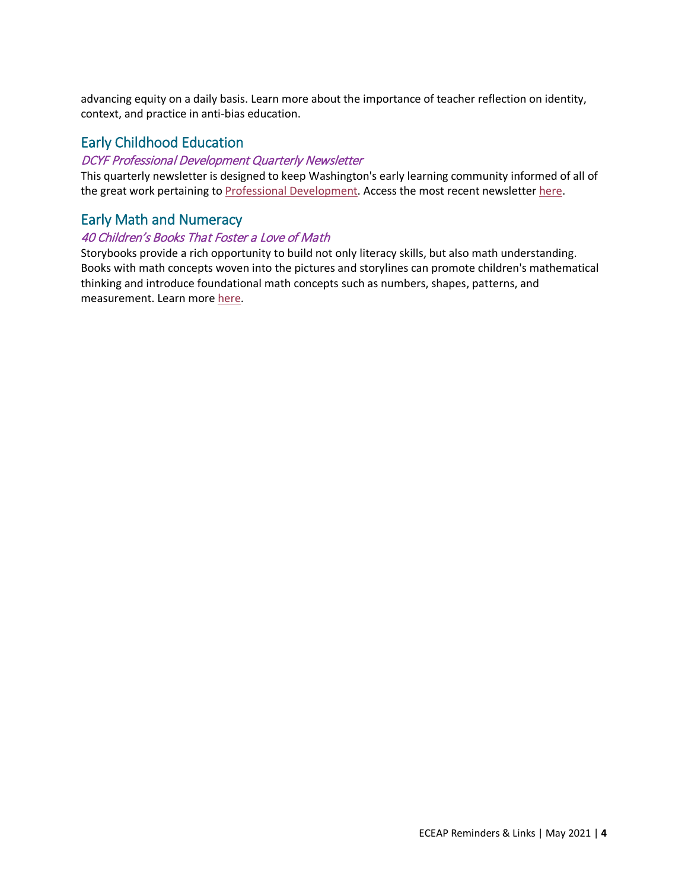advancing equity on a daily basis. Learn more about the importance of teacher reflection on identity, context, and practice in anti-bias education.

## Early Childhood Education

### *DCYF Professional Development Quarterly Newsletter*

This quarterly newsletter is designed to keep Washington's early learning community informed of all of the great work pertaining to Professional Development. Access the most recent newsletter here.

## Early Math and Numeracy

### *40 Children's Books That Foster a Love of Math*

Storybooks provide a rich opportunity to build not only literacy skills, but also math understanding. Books with math concepts woven into the pictures and storylines can promote children's mathematical thinking and introduce foundational math concepts such as numbers, shapes, patterns, and measurement. Learn more here.